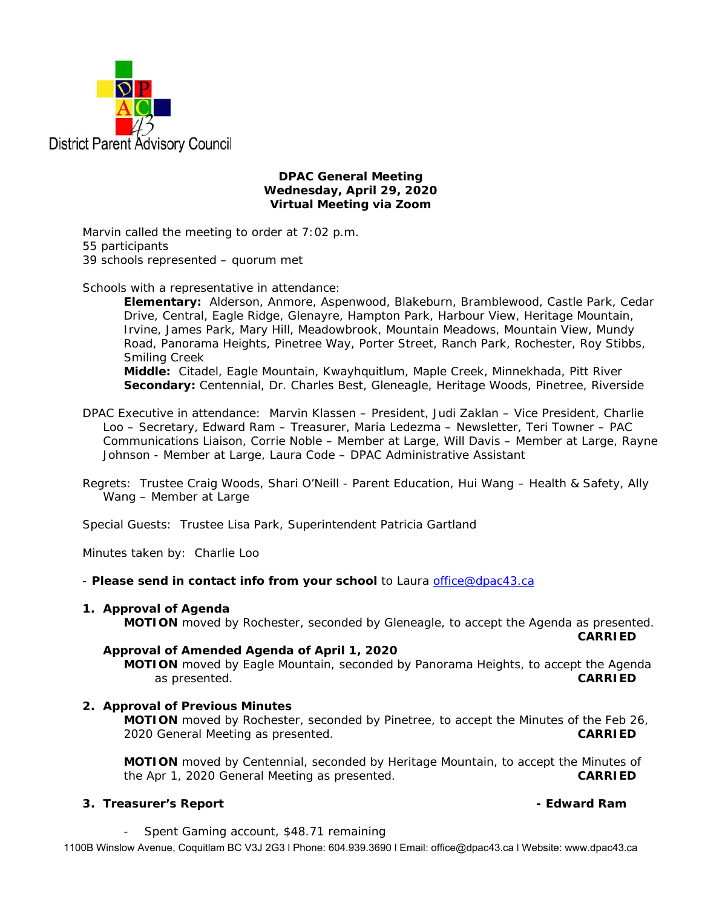District Parent Advisory Council

**DPAC General Meeting**
**Wednesday, April 29, 2020**
**Virtual Meeting via Zoom**

Marvin called the meeting to order at 7:02 p.m.
55 participants
39 schools represented – quorum met

Schools with a representative in attendance:

**Elementary:** Alderson, Anmore, Aspenwood, Blakeburn, Bramblewood, Castle Park, Cedar Drive, Central, Eagle Ridge, Glenayre, Hampton Park, Harbour View, Heritage Mountain, Irvine, James Park, Mary Hill, Meadowbrook, Mountain Meadows, Mountain View, Mundy Road, Panorama Heights, Pinetree Way, Porter Street, Ranch Park, Rochester, Roy Stibbs, Smiling Creek
**Middle:** Citadel, Eagle Mountain, Kwayhquitlum, Maple Creek, Minnekhada, Pitt River
**Secondary:** Centennial, Dr. Charles Best, Gleneagle, Heritage Woods, Pinetree, Riverside

DPAC Executive in attendance: Marvin Klassen – President, Judi Zaklan – Vice President, Charlie Loo – Secretary, Edward Ram – Treasurer, Maria Ledezma – Newsletter, Teri Towner – PAC Communications Liaison, Corrie Noble – Member at Large, Will Davis – Member at Large, Rayne Johnson - Member at Large, Laura Code – DPAC Administrative Assistant

Regrets: Trustee Craig Woods, Shari O'Neill - Parent Education, Hui Wang – Health & Safety, Ally Wang – Member at Large

Special Guests: Trustee Lisa Park, Superintendent Patricia Gartland

Minutes taken by: Charlie Loo

- **Please send in contact info from your school** to Laura office@dpac43.ca

1. **Approval of Agenda**

   **MOTION** moved by Rochester, seconded by Gleneagle, to accept the Agenda as presented. **CARRIED**

   **Approval of Amended Agenda of April 1, 2020**

   **MOTION** moved by Eagle Mountain, seconded by Panorama Heights, to accept the Agenda as presented. **CARRIED**

2. **Approval of Previous Minutes**

   **MOTION** moved by Rochester, seconded by Pinetree, to accept the Minutes of the Feb 26, 2020 General Meeting as presented. **CARRIED**

   **MOTION** moved by Centennial, seconded by Heritage Mountain, to accept the Minutes of the Apr 1, 2020 General Meeting as presented. **CARRIED**

3. **Treasurer's Report - Edward Ram**

   - Spent Gaming account, $48.71 remaining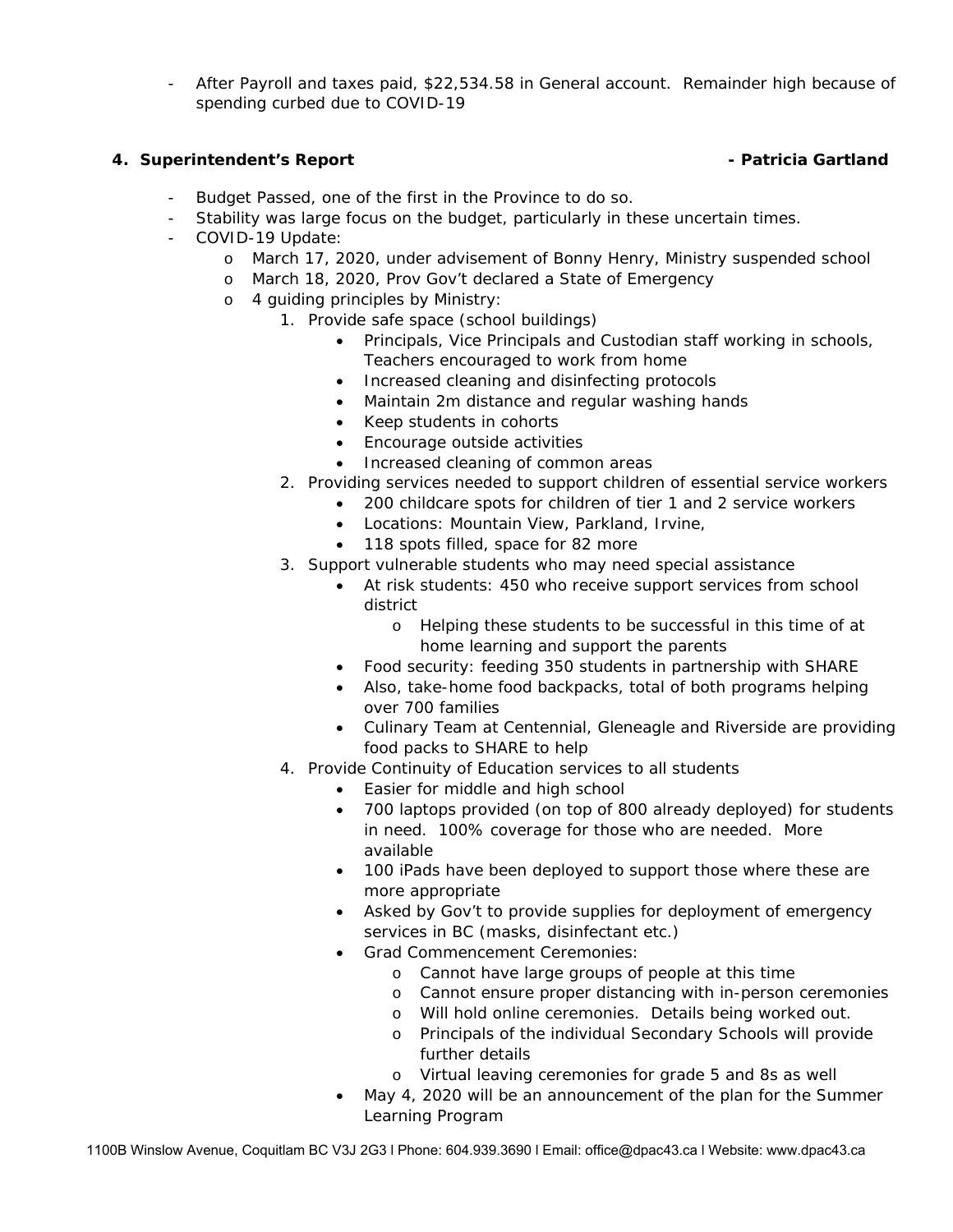- After Payroll and taxes paid, $22,534.58 in General account. Remainder high because of spending curbed due to COVID-19

**4. Superintendent's Report - Patricia Gartland**

- Budget Passed, one of the first in the Province to do so.
- Stability was large focus on the budget, particularly in these uncertain times.
- COVID-19 Update:
  - March 17, 2020, under advisement of Bonny Henry, Ministry suspended school
  - March 18, 2020, Prov Gov't declared a State of Emergency
  - 4 guiding principles by Ministry:
    1. Provide safe space (school buildings)
       - Principals, Vice Principals and Custodian staff working in schools, Teachers encouraged to work from home
       - Increased cleaning and disinfecting protocols
       - Maintain 2m distance and regular washing hands
       - Keep students in cohorts
       - Encourage outside activities
       - Increased cleaning of common areas
    2. Providing services needed to support children of essential service workers
       - 200 childcare spots for children of tier 1 and 2 service workers
       - Locations: Mountain View, Parkland, Irvine,
       - 118 spots filled, space for 82 more
    3. Support vulnerable students who may need special assistance
       - At risk students: 450 who receive support services from school district
         - Helping these students to be successful in this time of at home learning and support the parents
       - Food security: feeding 350 students in partnership with SHARE
       - Also, take-home food backpacks, total of both programs helping over 700 families
       - Culinary Team at Centennial, Gleneagle and Riverside are providing food packs to SHARE to help
    4. Provide Continuity of Education services to all students
       - Easier for middle and high school
       - 700 laptops provided (on top of 800 already deployed) for students in need. 100% coverage for those who are needed. More available
       - 100 iPads have been deployed to support those where these are more appropriate
       - Asked by Gov't to provide supplies for deployment of emergency services in BC (masks, disinfectant etc.)
       - Grad Commencement Ceremonies:
         - Cannot have large groups of people at this time
         - Cannot ensure proper distancing with in-person ceremonies
         - Will hold online ceremonies. Details being worked out.
         - Principals of the individual Secondary Schools will provide further details
         - Virtual leaving ceremonies for grade 5 and 8s as well
       - May 4, 2020 will be an announcement of the plan for the Summer Learning Program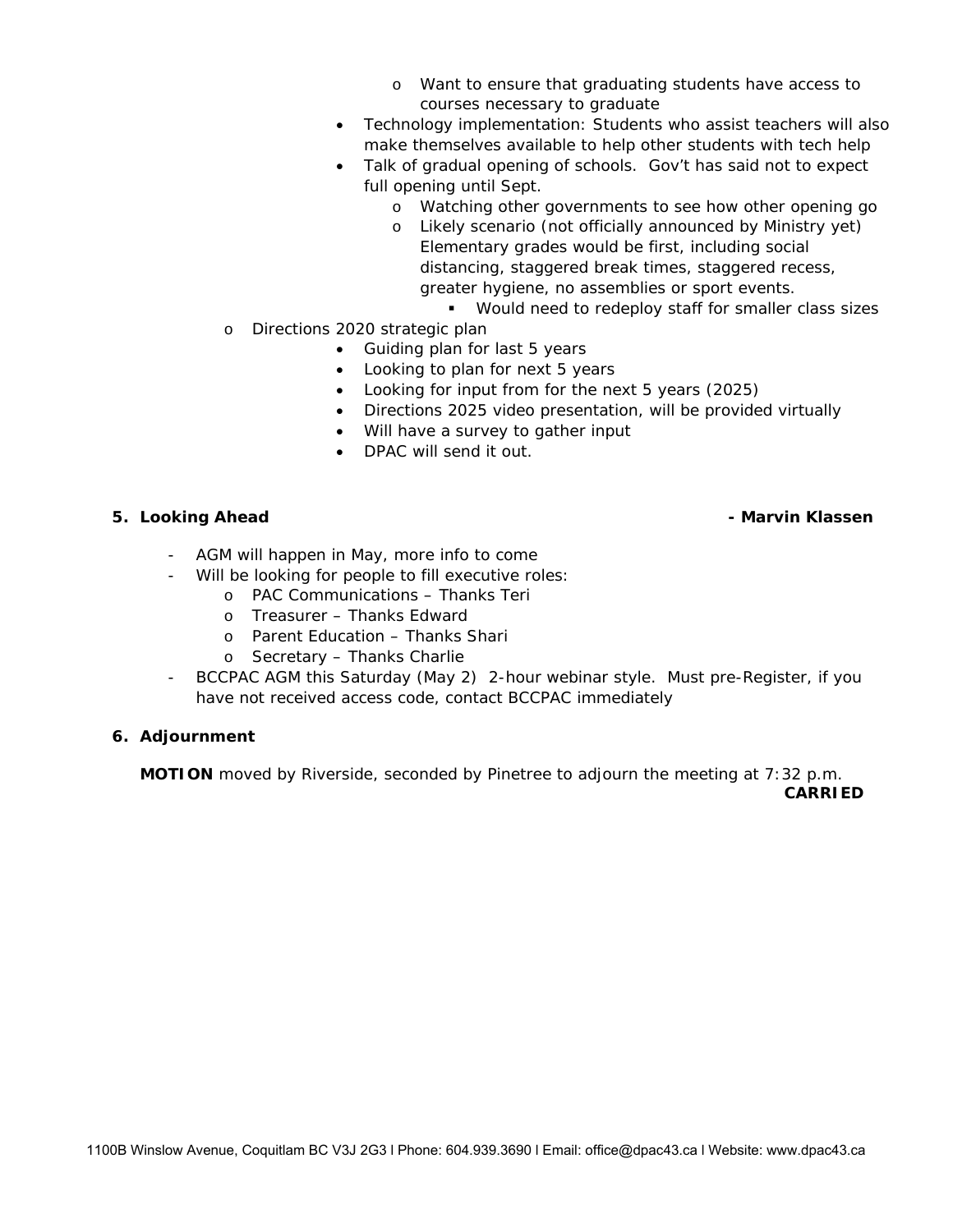- Want to ensure that graduating students have access to courses necessary to graduate
  - Technology implementation: Students who assist teachers will also make themselves available to help other students with tech help
  - Talk of gradual opening of schools. Gov't has said not to expect full opening until Sept.
    - Watching other governments to see how other opening go
    - Likely scenario (not officially announced by Ministry yet) Elementary grades would be first, including social distancing, staggered break times, staggered recess, greater hygiene, no assemblies or sport events.
      - Would need to redeploy staff for smaller class sizes
- Directions 2020 strategic plan
  - Guiding plan for last 5 years
  - Looking to plan for next 5 years
  - Looking for input from for the next 5 years (2025)
  - Directions 2025 video presentation, will be provided virtually
  - Will have a survey to gather input
  - DPAC will send it out.

## 5. Looking Ahead - Marvin Klassen

- AGM will happen in May, more info to come
- Will be looking for people to fill executive roles:
  - PAC Communications – Thanks Teri
  - Treasurer – Thanks Edward
  - Parent Education – Thanks Shari
  - Secretary – Thanks Charlie
- BCCPAC AGM this Saturday (May 2) 2-hour webinar style. Must pre-Register, if you have not received access code, contact BCCPAC immediately

## 6. Adjournment

**MOTION** moved by Riverside, seconded by Pinetree to adjourn the meeting at 7:32 p.m.

**CARRIED**